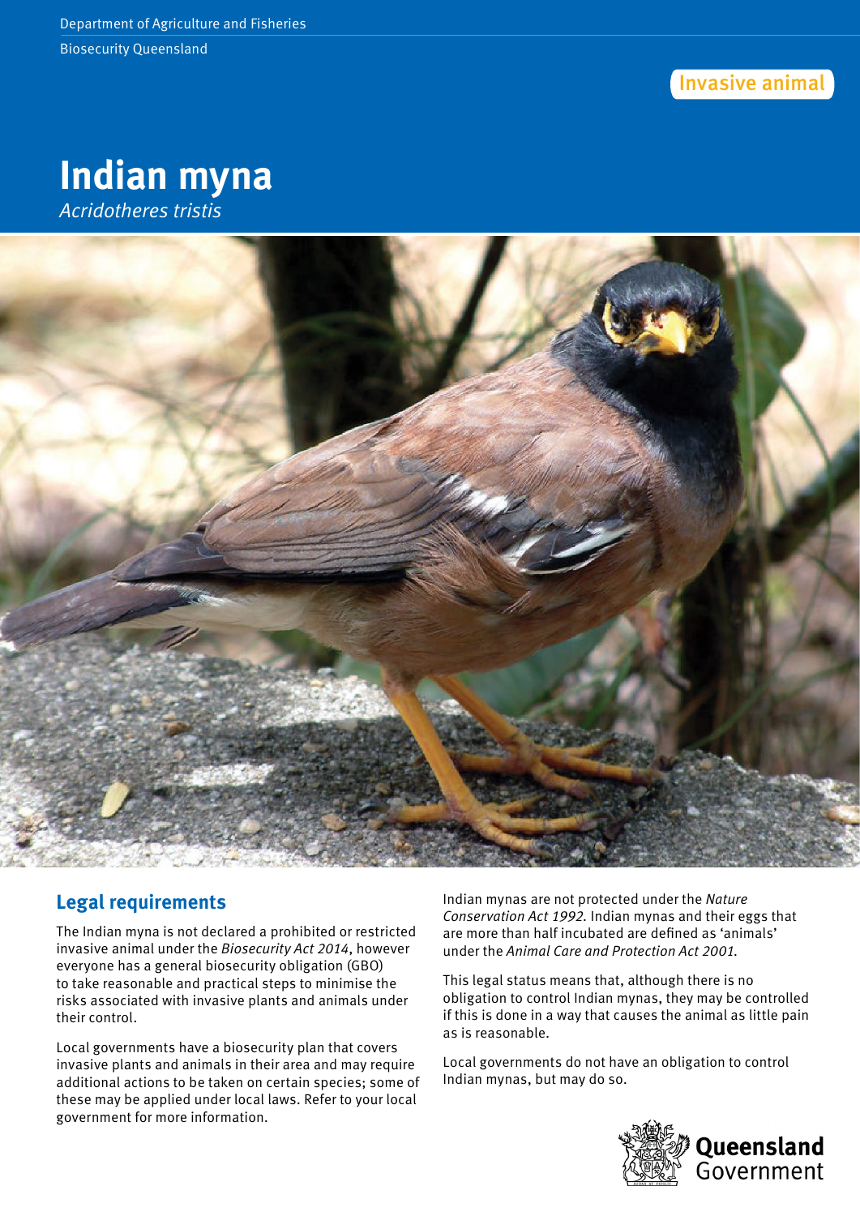Department of Agriculture and Fisheries

Biosecurity Queensland

Invasive animal

# Indian myna

*Acridotheres tristis*

## Legal requirements

The Indian myna is not declared a prohibited or restricted invasive animal under the *Biosecurity Act 2014*, however everyone has a general biosecurity obligation (GBO) to take reasonable and practical steps to minimise the risks associated with invasive plants and animals under their control.

Local governments have a biosecurity plan that covers invasive plants and animals in their area and may require additional actions to be taken on certain species; some of these may be applied under local laws. Refer to your local government for more information.

Indian mynas are not protected under the *Nature Conservation Act 1992*. Indian mynas and their eggs that are more than half incubated are defined as 'animals' under the *Animal Care and Protection Act 2001*.

This legal status means that, although there is no obligation to control Indian mynas, they may be controlled if this is done in a way that causes the animal as little pain as is reasonable.

Local governments do not have an obligation to control Indian mynas, but may do so.

Queensland Government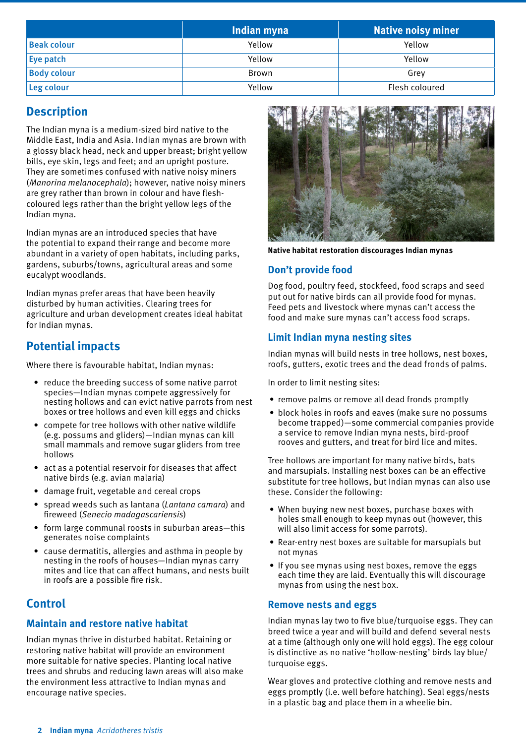| | Indian myna | Native noisy miner |
|---|---|---|
| Beak colour | Yellow | Yellow |
| Eye patch | Yellow | Yellow |
| Body colour | Brown | Grey |
| Leg colour | Yellow | Flesh coloured |

## Description

The Indian myna is a medium-sized bird native to the Middle East, India and Asia. Indian mynas are brown with a glossy black head, neck and upper breast; bright yellow bills, eye skin, legs and feet; and an upright posture. They are sometimes confused with native noisy miners (*Manorina melanocephala*); however, native noisy miners are grey rather than brown in colour and have flesh-coloured legs rather than the bright yellow legs of the Indian myna.

Indian mynas are an introduced species that have the potential to expand their range and become more abundant in a variety of open habitats, including parks, gardens, suburbs/towns, agricultural areas and some eucalypt woodlands.

Indian mynas prefer areas that have been heavily disturbed by human activities. Clearing trees for agriculture and urban development creates ideal habitat for Indian mynas.

## Potential impacts

Where there is favourable habitat, Indian mynas:

- reduce the breeding success of some native parrot species—Indian mynas compete aggressively for nesting hollows and can evict native parrots from nest boxes or tree hollows and even kill eggs and chicks
- compete for tree hollows with other native wildlife (e.g. possums and gliders)—Indian mynas can kill small mammals and remove sugar gliders from tree hollows
- act as a potential reservoir for diseases that affect native birds (e.g. avian malaria)
- damage fruit, vegetable and cereal crops
- spread weeds such as lantana (*Lantana camara*) and fireweed (*Senecio madagascariensis*)
- form large communal roosts in suburban areas—this generates noise complaints
- cause dermatitis, allergies and asthma in people by nesting in the roofs of houses—Indian mynas carry mites and lice that can affect humans, and nests built in roofs are a possible fire risk.

## Control

### Maintain and restore native habitat

Indian mynas thrive in disturbed habitat. Retaining or restoring native habitat will provide an environment more suitable for native species. Planting local native trees and shrubs and reducing lawn areas will also make the environment less attractive to Indian mynas and encourage native species.

**Native habitat restoration discourages Indian mynas**

### Don't provide food

Dog food, poultry feed, stockfeed, food scraps and seed put out for native birds can all provide food for mynas. Feed pets and livestock where mynas can't access the food and make sure mynas can't access food scraps.

### Limit Indian myna nesting sites

Indian mynas will build nests in tree hollows, nest boxes, roofs, gutters, exotic trees and the dead fronds of palms.

In order to limit nesting sites:

- remove palms or remove all dead fronds promptly
- block holes in roofs and eaves (make sure no possums become trapped)—some commercial companies provide a service to remove Indian myna nests, bird-proof rooves and gutters, and treat for bird lice and mites.

Tree hollows are important for many native birds, bats and marsupials. Installing nest boxes can be an effective substitute for tree hollows, but Indian mynas can also use these. Consider the following:

- When buying new nest boxes, purchase boxes with holes small enough to keep mynas out (however, this will also limit access for some parrots).
- Rear-entry nest boxes are suitable for marsupials but not mynas
- If you see mynas using nest boxes, remove the eggs each time they are laid. Eventually this will discourage mynas from using the nest box.

### Remove nests and eggs

Indian mynas lay two to five blue/turquoise eggs. They can breed twice a year and will build and defend several nests at a time (although only one will hold eggs). The egg colour is distinctive as no native 'hollow-nesting' birds lay blue/turquoise eggs.

Wear gloves and protective clothing and remove nests and eggs promptly (i.e. well before hatching). Seal eggs/nests in a plastic bag and place them in a wheelie bin.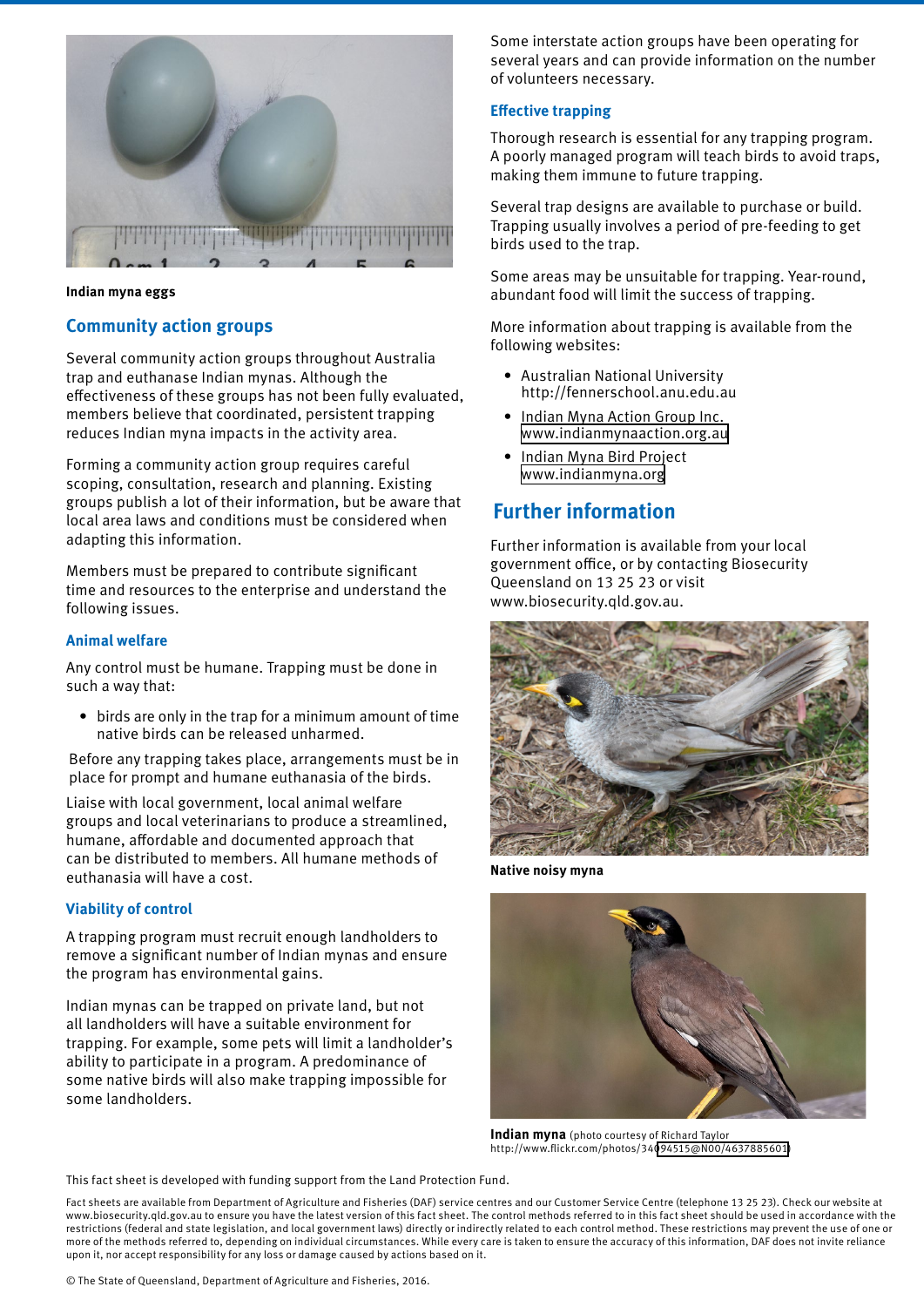Indian myna eggs

## Community action groups

Several community action groups throughout Australia trap and euthanase Indian mynas. Although the effectiveness of these groups has not been fully evaluated, members believe that coordinated, persistent trapping reduces Indian myna impacts in the activity area.

Forming a community action group requires careful scoping, consultation, research and planning. Existing groups publish a lot of their information, but be aware that local area laws and conditions must be considered when adapting this information.

Members must be prepared to contribute significant time and resources to the enterprise and understand the following issues.

### Animal welfare

Any control must be humane. Trapping must be done in such a way that:

- birds are only in the trap for a minimum amount of time native birds can be released unharmed.

Before any trapping takes place, arrangements must be in place for prompt and humane euthanasia of the birds.

Liaise with local government, local animal welfare groups and local veterinarians to produce a streamlined, humane, affordable and documented approach that can be distributed to members. All humane methods of euthanasia will have a cost.

### Viability of control

A trapping program must recruit enough landholders to remove a significant number of Indian mynas and ensure the program has environmental gains.

Indian mynas can be trapped on private land, but not all landholders will have a suitable environment for trapping. For example, some pets will limit a landholder's ability to participate in a program. A predominance of some native birds will also make trapping impossible for some landholders.

Some interstate action groups have been operating for several years and can provide information on the number of volunteers necessary.

### Effective trapping

Thorough research is essential for any trapping program. A poorly managed program will teach birds to avoid traps, making them immune to future trapping.

Several trap designs are available to purchase or build. Trapping usually involves a period of pre-feeding to get birds used to the trap.

Some areas may be unsuitable for trapping. Year-round, abundant food will limit the success of trapping.

More information about trapping is available from the following websites:

- Australian National University http://fennerschool.anu.edu.au
- Indian Myna Action Group Inc. www.indianmynaaction.org.au
- Indian Myna Bird Project www.indianmyna.org

## Further information

Further information is available from your local government office, or by contacting Biosecurity Queensland on 13 25 23 or visit www.biosecurity.qld.gov.au.

Native noisy myna

**Indian myna** (photo courtesy of Richard Taylor http://www.flickr.com/photos/34094515@N00/4637885601)

This fact sheet is developed with funding support from the Land Protection Fund.

Fact sheets are available from Department of Agriculture and Fisheries (DAF) service centres and our Customer Service Centre (telephone 13 25 23). Check our website at www.biosecurity.qld.gov.au to ensure you have the latest version of this fact sheet. The control methods referred to in this fact sheet should be used in accordance with the restrictions (federal and state legislation, and local government laws) directly or indirectly related to each control method. These restrictions may prevent the use of one or more of the methods referred to, depending on individual circumstances. While every care is taken to ensure the accuracy of this information, DAF does not invite reliance upon it, nor accept responsibility for any loss or damage caused by actions based on it.

© The State of Queensland, Department of Agriculture and Fisheries, 2016.